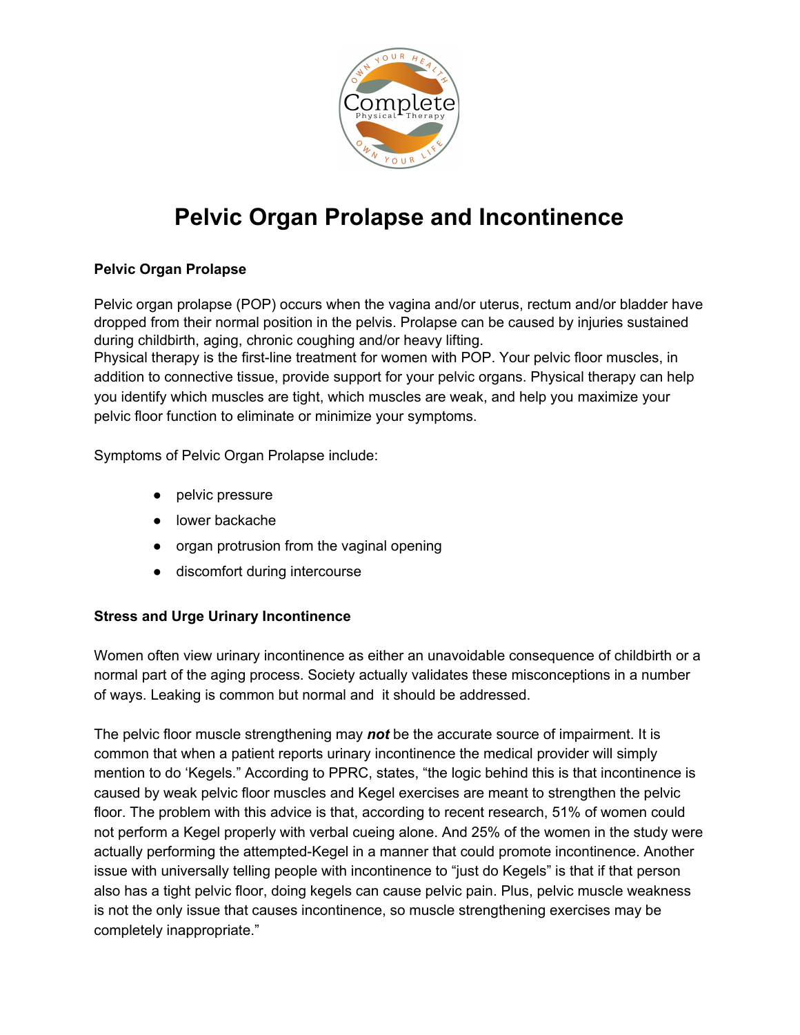# Pelvic Organ Prolapse and Incontinence

**Pelvic Organ Prolapse**

Pelvic organ prolapse (POP) occurs when the vagina and/or uterus, rectum and/or bladder have dropped from their normal position in the pelvis. Prolapse can be caused by injuries sustained during childbirth, aging, chronic coughing and/or heavy lifting.
Physical therapy is the first-line treatment for women with POP. Your pelvic floor muscles, in addition to connective tissue, provide support for your pelvic organs. Physical therapy can help you identify which muscles are tight, which muscles are weak, and help you maximize your pelvic floor function to eliminate or minimize your symptoms.

Symptoms of Pelvic Organ Prolapse include:

- pelvic pressure
- lower backache
- organ protrusion from the vaginal opening
- discomfort during intercourse

**Stress and Urge Urinary Incontinence**

Women often view urinary incontinence as either an unavoidable consequence of childbirth or a normal part of the aging process. Society actually validates these misconceptions in a number of ways. Leaking is common but normal and it should be addressed.

The pelvic floor muscle strengthening may ***not*** be the accurate source of impairment. It is common that when a patient reports urinary incontinence the medical provider will simply mention to do 'Kegels." According to PPRC, states, "the logic behind this is that incontinence is caused by weak pelvic floor muscles and Kegel exercises are meant to strengthen the pelvic floor. The problem with this advice is that, according to recent research, 51% of women could not perform a Kegel properly with verbal cueing alone. And 25% of the women in the study were actually performing the attempted-Kegel in a manner that could promote incontinence. Another issue with universally telling people with incontinence to "just do Kegels" is that if that person also has a tight pelvic floor, doing kegels can cause pelvic pain. Plus, pelvic muscle weakness is not the only issue that causes incontinence, so muscle strengthening exercises may be completely inappropriate."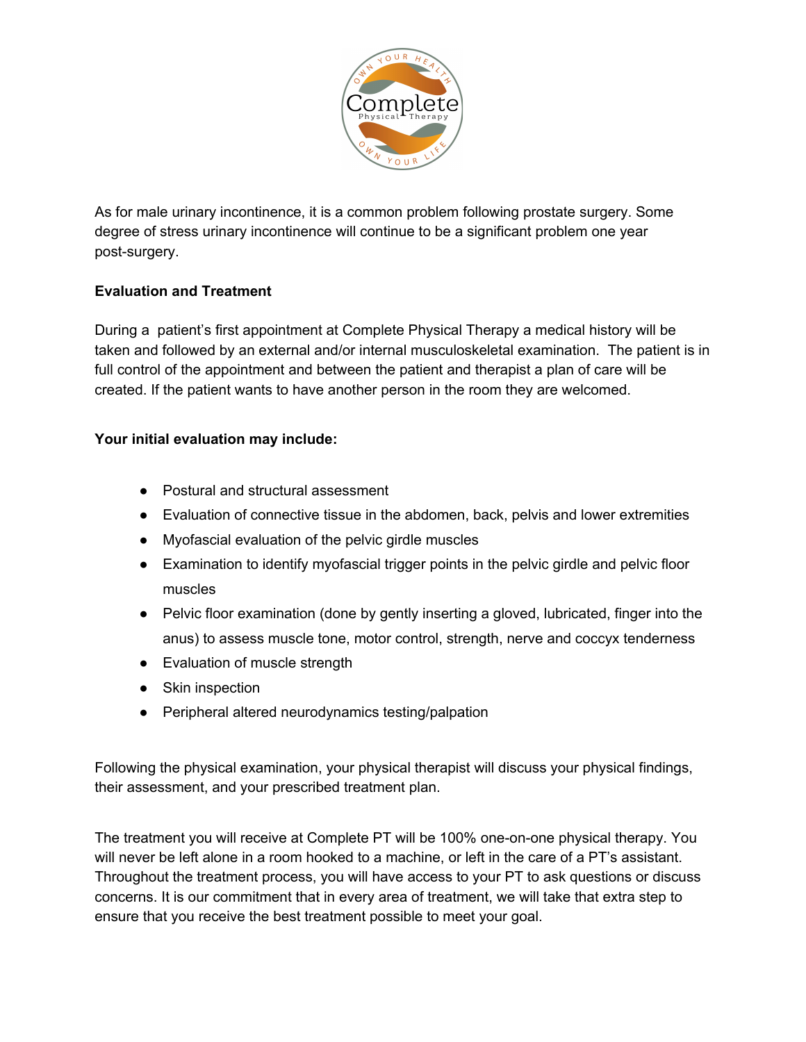As for male urinary incontinence, it is a common problem following prostate surgery. Some degree of stress urinary incontinence will continue to be a significant problem one year post-surgery.

**Evaluation and Treatment**

During a patient's first appointment at Complete Physical Therapy a medical history will be taken and followed by an external and/or internal musculoskeletal examination. The patient is in full control of the appointment and between the patient and therapist a plan of care will be created. If the patient wants to have another person in the room they are welcomed.

**Your initial evaluation may include:**

- Postural and structural assessment
- Evaluation of connective tissue in the abdomen, back, pelvis and lower extremities
- Myofascial evaluation of the pelvic girdle muscles
- Examination to identify myofascial trigger points in the pelvic girdle and pelvic floor muscles
- Pelvic floor examination (done by gently inserting a gloved, lubricated, finger into the anus) to assess muscle tone, motor control, strength, nerve and coccyx tenderness
- Evaluation of muscle strength
- Skin inspection
- Peripheral altered neurodynamics testing/palpation

Following the physical examination, your physical therapist will discuss your physical findings, their assessment, and your prescribed treatment plan.

The treatment you will receive at Complete PT will be 100% one-on-one physical therapy. You will never be left alone in a room hooked to a machine, or left in the care of a PT's assistant. Throughout the treatment process, you will have access to your PT to ask questions or discuss concerns. It is our commitment that in every area of treatment, we will take that extra step to ensure that you receive the best treatment possible to meet your goal.